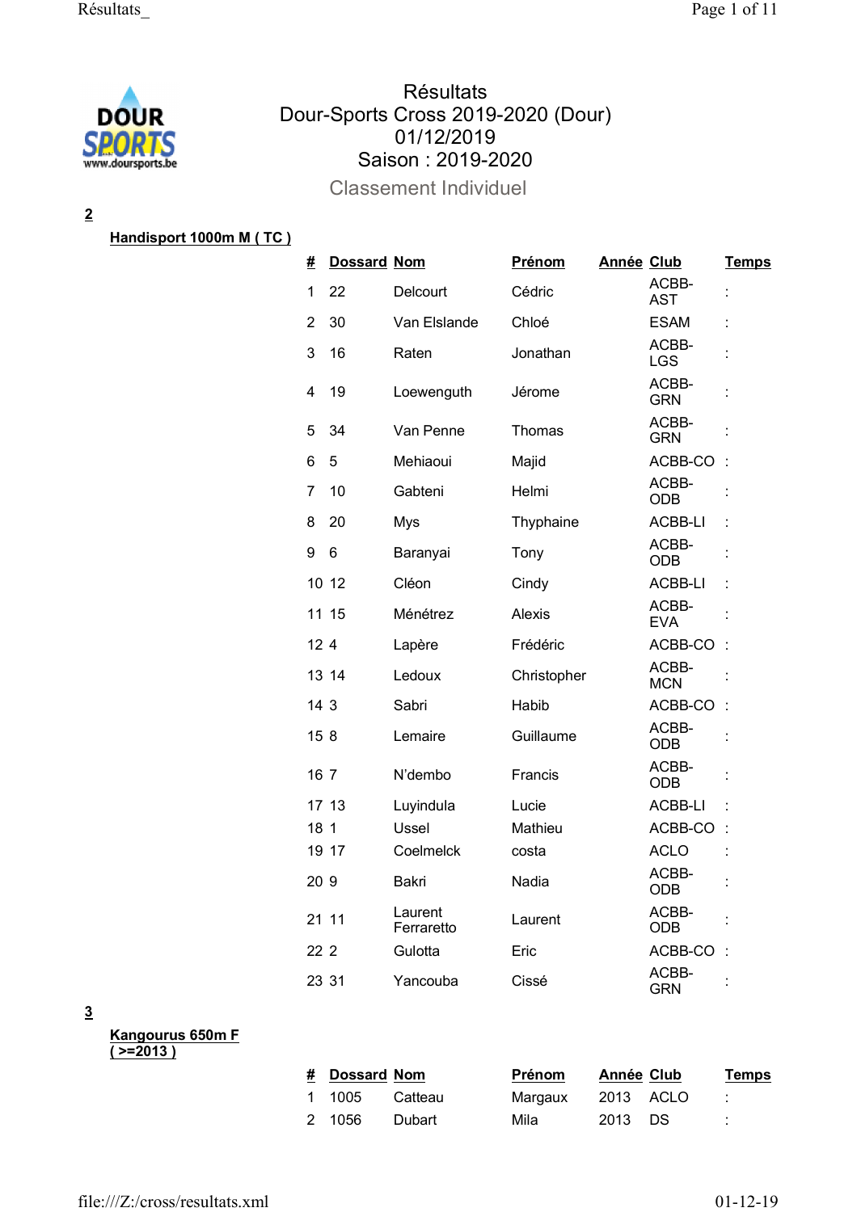# Résultats
# Dour-Sports Cross 2019-2020 (Dour)
# 01/12/2019
# Saison : 2019-2020

## Classement Individuel

**2**

**Handisport 1000m M ( TC )**

| # | Dossard | Nom | Prénom | Année | Club | Temps |
|---|---|---|---|---|---|---|
| 1 | 22 | Delcourt | Cédric | | ACBB-AST | : |
| 2 | 30 | Van Elslande | Chloé | | ESAM | : |
| 3 | 16 | Raten | Jonathan | | ACBB-LGS | : |
| 4 | 19 | Loewenguth | Jérome | | ACBB-GRN | : |
| 5 | 34 | Van Penne | Thomas | | ACBB-GRN | : |
| 6 | 5 | Mehiaoui | Majid | | ACBB-CO | : |
| 7 | 10 | Gabteni | Helmi | | ACBB-ODB | : |
| 8 | 20 | Mys | Thyphaine | | ACBB-LI | : |
| 9 | 6 | Baranyai | Tony | | ACBB-ODB | : |
| 10 | 12 | Cléon | Cindy | | ACBB-LI | : |
| 11 | 15 | Ménétrez | Alexis | | ACBB-EVA | : |
| 12 | 4 | Lapère | Frédéric | | ACBB-CO | : |
| 13 | 14 | Ledoux | Christopher | | ACBB-MCN | : |
| 14 | 3 | Sabri | Habib | | ACBB-CO | : |
| 15 | 8 | Lemaire | Guillaume | | ACBB-ODB | : |
| 16 | 7 | N'dembo | Francis | | ACBB-ODB | : |
| 17 | 13 | Luyindula | Lucie | | ACBB-LI | : |
| 18 | 1 | Ussel | Mathieu | | ACBB-CO | : |
| 19 | 17 | Coelmelck | costa | | ACLO | : |
| 20 | 9 | Bakri | Nadia | | ACBB-ODB | : |
| 21 | 11 | Laurent Ferraretto | Laurent | | ACBB-ODB | : |
| 22 | 2 | Gulotta | Eric | | ACBB-CO | : |
| 23 | 31 | Yancouba | Cissé | | ACBB-GRN | : |

**3**

**Kangourus 650m F ( >=2013 )**

| # | Dossard | Nom | Prénom | Année | Club | Temps |
|---|---|---|---|---|---|---|
| 1 | 1005 | Catteau | Margaux | 2013 | ACLO | : |
| 2 | 1056 | Dubart | Mila | 2013 | DS | : |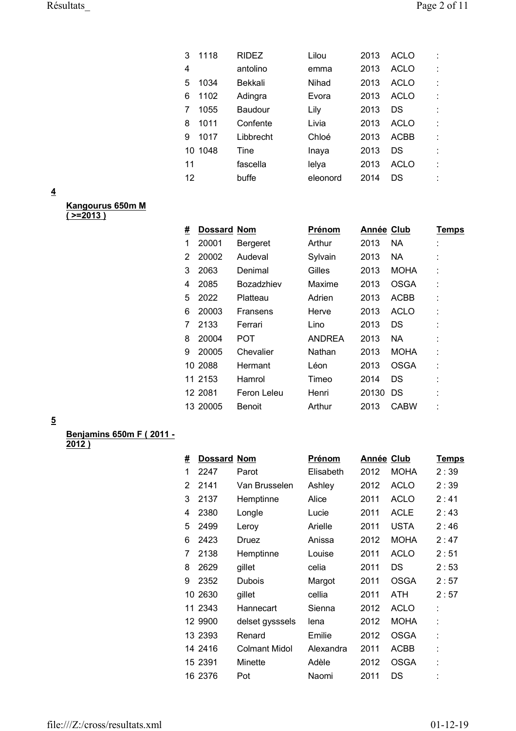| # | Dossard | Nom | Prénom | Année | Club | Temps |
|---|---|---|---|---|---|---|
| 3 | 1118 | RIDEZ | Lilou | 2013 | ACLO | : |
| 4 | | antolino | emma | 2013 | ACLO | : |
| 5 | 1034 | Bekkali | Nihad | 2013 | ACLO | : |
| 6 | 1102 | Adingra | Evora | 2013 | ACLO | : |
| 7 | 1055 | Baudour | Lily | 2013 | DS | : |
| 8 | 1011 | Confente | Livia | 2013 | ACLO | : |
| 9 | 1017 | Libbrecht | Chloé | 2013 | ACBB | : |
| 10 | 1048 | Tine | Inaya | 2013 | DS | : |
| 11 | | fascella | lelya | 2013 | ACLO | : |
| 12 | | buffe | eleonord | 2014 | DS | : |

**4**

**Kangourus 650m M ( >=2013 )**

| # | Dossard | Nom | Prénom | Année | Club | Temps |
|---|---|---|---|---|---|---|
| 1 | 20001 | Bergeret | Arthur | 2013 | NA | : |
| 2 | 20002 | Audeval | Sylvain | 2013 | NA | : |
| 3 | 2063 | Denimal | Gilles | 2013 | MOHA | : |
| 4 | 2085 | Bozadzhiev | Maxime | 2013 | OSGA | : |
| 5 | 2022 | Platteau | Adrien | 2013 | ACBB | : |
| 6 | 20003 | Fransens | Herve | 2013 | ACLO | : |
| 7 | 2133 | Ferrari | Lino | 2013 | DS | : |
| 8 | 20004 | POT | ANDREA | 2013 | NA | : |
| 9 | 20005 | Chevalier | Nathan | 2013 | MOHA | : |
| 10 | 2088 | Hermant | Léon | 2013 | OSGA | : |
| 11 | 2153 | Hamrol | Timeo | 2014 | DS | : |
| 12 | 2081 | Feron Leleu | Henri | 20130 | DS | : |
| 13 | 20005 | Benoit | Arthur | 2013 | CABW | : |

**5**

**Benjamins 650m F ( 2011 - 2012 )**

| # | Dossard | Nom | Prénom | Année | Club | Temps |
|---|---|---|---|---|---|---|
| 1 | 2247 | Parot | Elisabeth | 2012 | MOHA | 2 : 39 |
| 2 | 2141 | Van Brusselen | Ashley | 2012 | ACLO | 2 : 39 |
| 3 | 2137 | Hemptinne | Alice | 2011 | ACLO | 2 : 41 |
| 4 | 2380 | Longle | Lucie | 2011 | ACLE | 2 : 43 |
| 5 | 2499 | Leroy | Arielle | 2011 | USTA | 2 : 46 |
| 6 | 2423 | Druez | Anissa | 2012 | MOHA | 2 : 47 |
| 7 | 2138 | Hemptinne | Louise | 2011 | ACLO | 2 : 51 |
| 8 | 2629 | gillet | celia | 2011 | DS | 2 : 53 |
| 9 | 2352 | Dubois | Margot | 2011 | OSGA | 2 : 57 |
| 10 | 2630 | gillet | cellia | 2011 | ATH | 2 : 57 |
| 11 | 2343 | Hannecart | Sienna | 2012 | ACLO | : |
| 12 | 9900 | delset gysssels | lena | 2012 | MOHA | : |
| 13 | 2393 | Renard | Emilie | 2012 | OSGA | : |
| 14 | 2416 | Colmant Midol | Alexandra | 2011 | ACBB | : |
| 15 | 2391 | Minette | Adèle | 2012 | OSGA | : |
| 16 | 2376 | Pot | Naomi | 2011 | DS | : |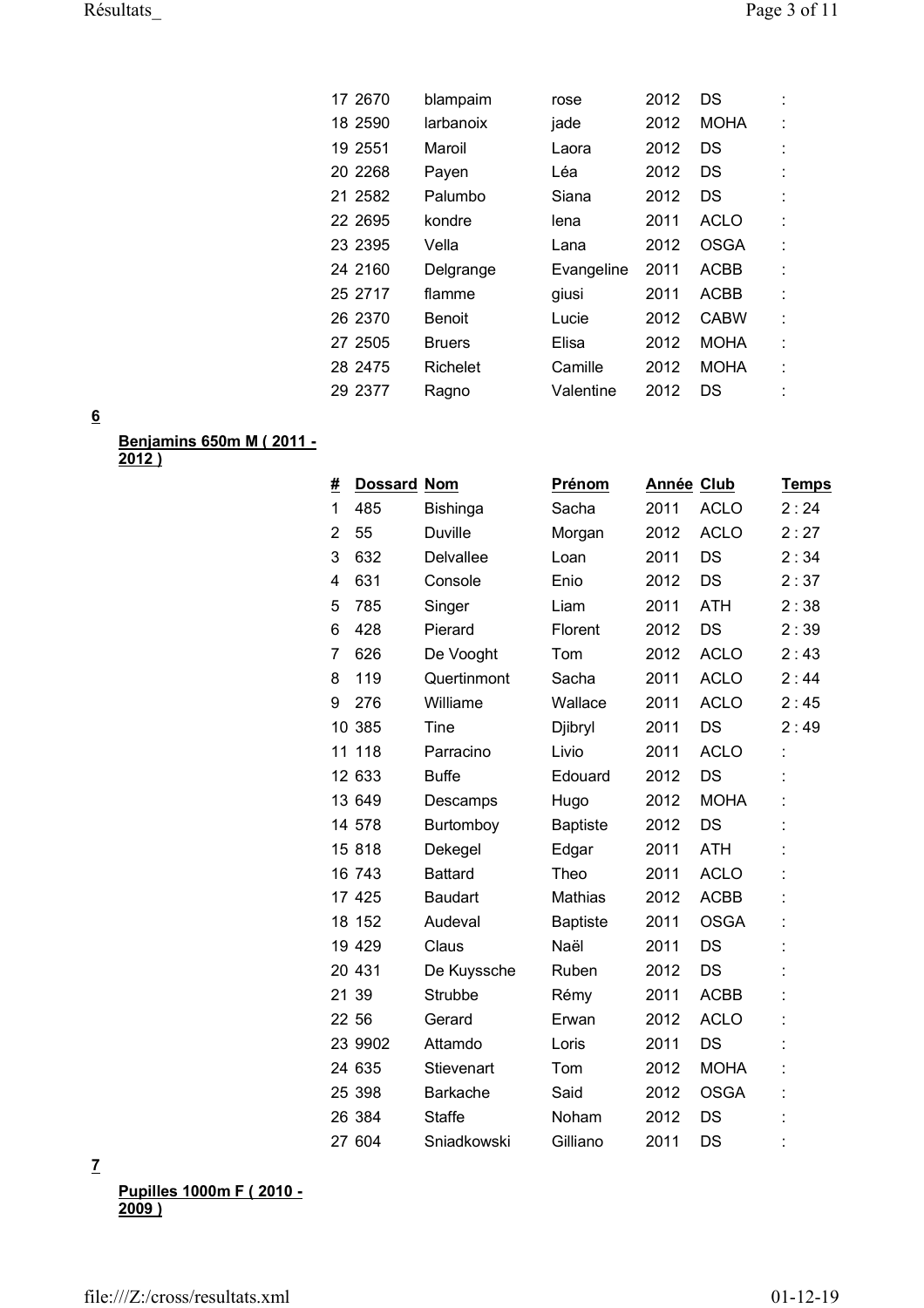| | | | | | |
|---|---|---|---|---|---|
| 17 | 2670 | blampaim | rose | 2012 | DS | : |
| 18 | 2590 | larbanoix | jade | 2012 | MOHA | : |
| 19 | 2551 | Maroil | Laora | 2012 | DS | : |
| 20 | 2268 | Payen | Léa | 2012 | DS | : |
| 21 | 2582 | Palumbo | Siana | 2012 | DS | : |
| 22 | 2695 | kondre | lena | 2011 | ACLO | : |
| 23 | 2395 | Vella | Lana | 2012 | OSGA | : |
| 24 | 2160 | Delgrange | Evangeline | 2011 | ACBB | : |
| 25 | 2717 | flamme | giusi | 2011 | ACBB | : |
| 26 | 2370 | Benoit | Lucie | 2012 | CABW | : |
| 27 | 2505 | Bruers | Elisa | 2012 | MOHA | : |
| 28 | 2475 | Richelet | Camille | 2012 | MOHA | : |
| 29 | 2377 | Ragno | Valentine | 2012 | DS | : |

**6**

**Benjamins 650m M ( 2011 - 2012 )**

| # | Dossard | Nom | Prénom | Année | Club | Temps |
|---|---|---|---|---|---|---|
| 1 | 485 | Bishinga | Sacha | 2011 | ACLO | 2 : 24 |
| 2 | 55 | Duville | Morgan | 2012 | ACLO | 2 : 27 |
| 3 | 632 | Delvallee | Loan | 2011 | DS | 2 : 34 |
| 4 | 631 | Console | Enio | 2012 | DS | 2 : 37 |
| 5 | 785 | Singer | Liam | 2011 | ATH | 2 : 38 |
| 6 | 428 | Pierard | Florent | 2012 | DS | 2 : 39 |
| 7 | 626 | De Vooght | Tom | 2012 | ACLO | 2 : 43 |
| 8 | 119 | Quertinmont | Sacha | 2011 | ACLO | 2 : 44 |
| 9 | 276 | Williame | Wallace | 2011 | ACLO | 2 : 45 |
| 10 | 385 | Tine | Djibryl | 2011 | DS | 2 : 49 |
| 11 | 118 | Parracino | Livio | 2011 | ACLO | : |
| 12 | 633 | Buffe | Edouard | 2012 | DS | : |
| 13 | 649 | Descamps | Hugo | 2012 | MOHA | : |
| 14 | 578 | Burtomboy | Baptiste | 2012 | DS | : |
| 15 | 818 | Dekegel | Edgar | 2011 | ATH | : |
| 16 | 743 | Battard | Theo | 2011 | ACLO | : |
| 17 | 425 | Baudart | Mathias | 2012 | ACBB | : |
| 18 | 152 | Audeval | Baptiste | 2011 | OSGA | : |
| 19 | 429 | Claus | Naël | 2011 | DS | : |
| 20 | 431 | De Kuyssche | Ruben | 2012 | DS | : |
| 21 | 39 | Strubbe | Rémy | 2011 | ACBB | : |
| 22 | 56 | Gerard | Erwan | 2012 | ACLO | : |
| 23 | 9902 | Attamdo | Loris | 2011 | DS | : |
| 24 | 635 | Stievenart | Tom | 2012 | MOHA | : |
| 25 | 398 | Barkache | Said | 2012 | OSGA | : |
| 26 | 384 | Staffe | Noham | 2012 | DS | : |
| 27 | 604 | Sniadkowski | Gilliano | 2011 | DS | : |

**7**

**Pupilles 1000m F ( 2010 - 2009 )**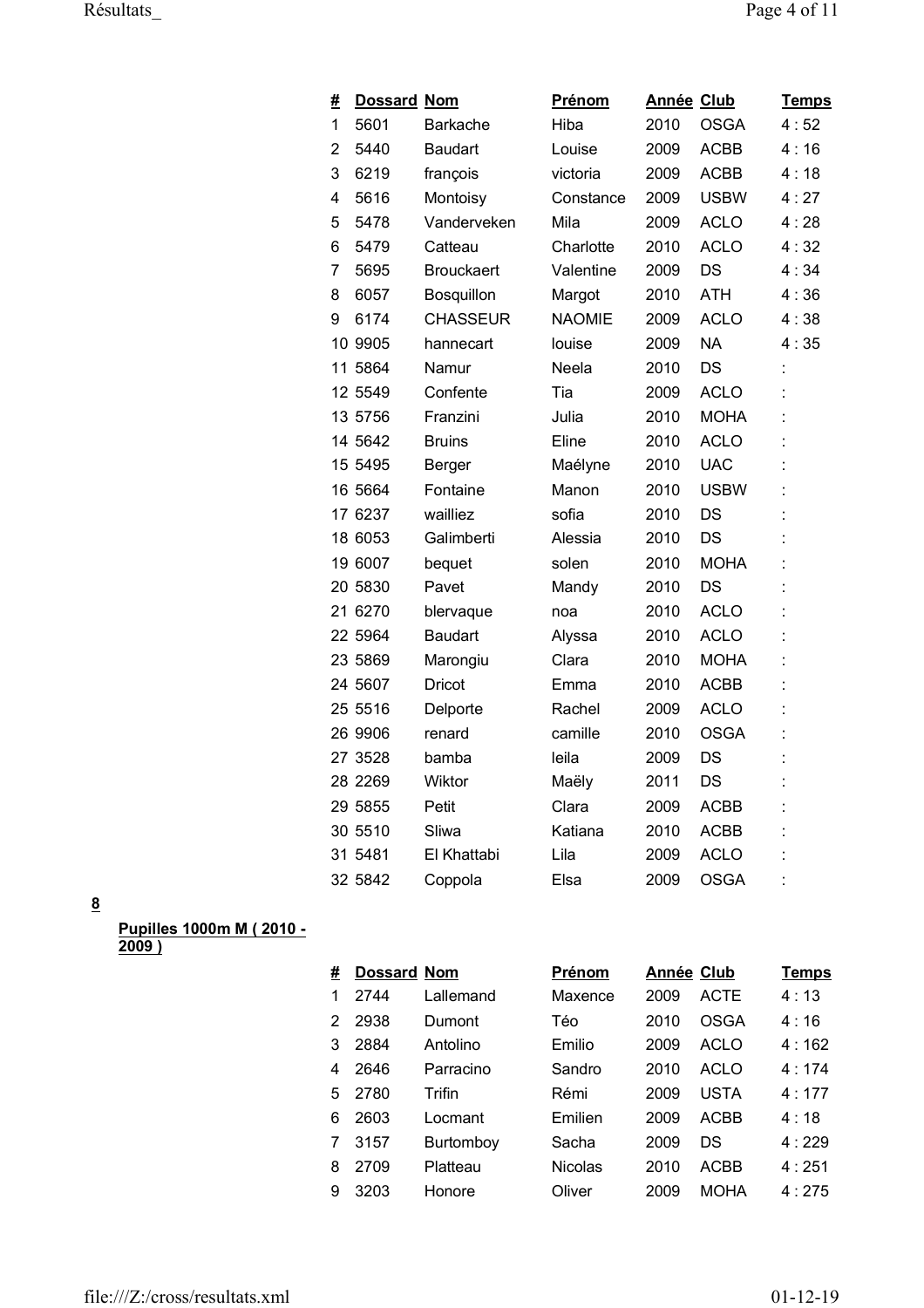| # | Dossard | Nom | Prénom | Année | Club | Temps |
|---|---|---|---|---|---|---|
| 1 | 5601 | Barkache | Hiba | 2010 | OSGA | 4 : 52 |
| 2 | 5440 | Baudart | Louise | 2009 | ACBB | 4 : 16 |
| 3 | 6219 | françois | victoria | 2009 | ACBB | 4 : 18 |
| 4 | 5616 | Montoisy | Constance | 2009 | USBW | 4 : 27 |
| 5 | 5478 | Vanderveken | Mila | 2009 | ACLO | 4 : 28 |
| 6 | 5479 | Catteau | Charlotte | 2010 | ACLO | 4 : 32 |
| 7 | 5695 | Brouckaert | Valentine | 2009 | DS | 4 : 34 |
| 8 | 6057 | Bosquillon | Margot | 2010 | ATH | 4 : 36 |
| 9 | 6174 | CHASSEUR | NAOMIE | 2009 | ACLO | 4 : 38 |
| 10 | 9905 | hannecart | louise | 2009 | NA | 4 : 35 |
| 11 | 5864 | Namur | Neela | 2010 | DS | : |
| 12 | 5549 | Confente | Tia | 2009 | ACLO | : |
| 13 | 5756 | Franzini | Julia | 2010 | MOHA | : |
| 14 | 5642 | Bruins | Eline | 2010 | ACLO | : |
| 15 | 5495 | Berger | Maélyne | 2010 | UAC | : |
| 16 | 5664 | Fontaine | Manon | 2010 | USBW | : |
| 17 | 6237 | wailliez | sofia | 2010 | DS | : |
| 18 | 6053 | Galimberti | Alessia | 2010 | DS | : |
| 19 | 6007 | bequet | solen | 2010 | MOHA | : |
| 20 | 5830 | Pavet | Mandy | 2010 | DS | : |
| 21 | 6270 | blervaque | noa | 2010 | ACLO | : |
| 22 | 5964 | Baudart | Alyssa | 2010 | ACLO | : |
| 23 | 5869 | Marongiu | Clara | 2010 | MOHA | : |
| 24 | 5607 | Dricot | Emma | 2010 | ACBB | : |
| 25 | 5516 | Delporte | Rachel | 2009 | ACLO | : |
| 26 | 9906 | renard | camille | 2010 | OSGA | : |
| 27 | 3528 | bamba | leila | 2009 | DS | : |
| 28 | 2269 | Wiktor | Maëly | 2011 | DS | : |
| 29 | 5855 | Petit | Clara | 2009 | ACBB | : |
| 30 | 5510 | Sliwa | Katiana | 2010 | ACBB | : |
| 31 | 5481 | El Khattabi | Lila | 2009 | ACLO | : |
| 32 | 5842 | Coppola | Elsa | 2009 | OSGA | : |

**8**

**Pupilles 1000m M ( 2010 - 2009 )**

| # | Dossard | Nom | Prénom | Année | Club | Temps |
|---|---|---|---|---|---|---|
| 1 | 2744 | Lallemand | Maxence | 2009 | ACTE | 4 : 13 |
| 2 | 2938 | Dumont | Téo | 2010 | OSGA | 4 : 16 |
| 3 | 2884 | Antolino | Emilio | 2009 | ACLO | 4 : 162 |
| 4 | 2646 | Parracino | Sandro | 2010 | ACLO | 4 : 174 |
| 5 | 2780 | Trifin | Rémi | 2009 | USTA | 4 : 177 |
| 6 | 2603 | Locmant | Emilien | 2009 | ACBB | 4 : 18 |
| 7 | 3157 | Burtomboy | Sacha | 2009 | DS | 4 : 229 |
| 8 | 2709 | Platteau | Nicolas | 2010 | ACBB | 4 : 251 |
| 9 | 3203 | Honore | Oliver | 2009 | MOHA | 4 : 275 |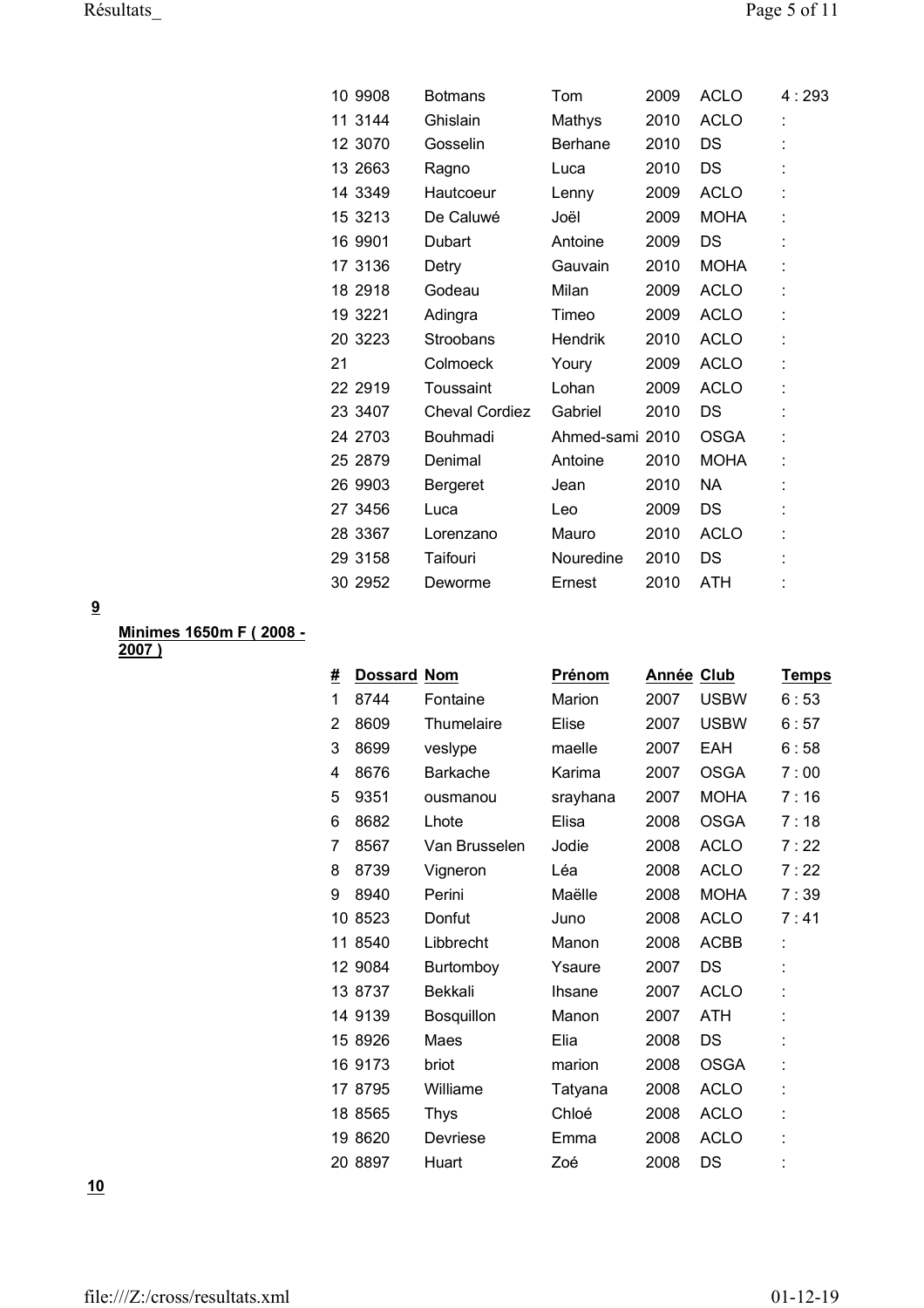| # | Dossard | Nom | Prénom | Année | Club | Temps |
|---|---|---|---|---|---|---|
| 10 | 9908 | Botmans | Tom | 2009 | ACLO | 4 : 293 |
| 11 | 3144 | Ghislain | Mathys | 2010 | ACLO | : |
| 12 | 3070 | Gosselin | Berhane | 2010 | DS | : |
| 13 | 2663 | Ragno | Luca | 2010 | DS | : |
| 14 | 3349 | Hautcoeur | Lenny | 2009 | ACLO | : |
| 15 | 3213 | De Caluwé | Joël | 2009 | MOHA | : |
| 16 | 9901 | Dubart | Antoine | 2009 | DS | : |
| 17 | 3136 | Detry | Gauvain | 2010 | MOHA | : |
| 18 | 2918 | Godeau | Milan | 2009 | ACLO | : |
| 19 | 3221 | Adingra | Timeo | 2009 | ACLO | : |
| 20 | 3223 | Stroobans | Hendrik | 2010 | ACLO | : |
| 21 | | Colmoeck | Youry | 2009 | ACLO | : |
| 22 | 2919 | Toussaint | Lohan | 2009 | ACLO | : |
| 23 | 3407 | Cheval Cordiez | Gabriel | 2010 | DS | : |
| 24 | 2703 | Bouhmadi | Ahmed-sami | 2010 | OSGA | : |
| 25 | 2879 | Denimal | Antoine | 2010 | MOHA | : |
| 26 | 9903 | Bergeret | Jean | 2010 | NA | : |
| 27 | 3456 | Luca | Leo | 2009 | DS | : |
| 28 | 3367 | Lorenzano | Mauro | 2010 | ACLO | : |
| 29 | 3158 | Taifouri | Nouredine | 2010 | DS | : |
| 30 | 2952 | Deworme | Ernest | 2010 | ATH | : |

**9**

**Minimes 1650m F ( 2008 - 2007 )**

| # | Dossard | Nom | Prénom | Année | Club | Temps |
|---|---|---|---|---|---|---|
| 1 | 8744 | Fontaine | Marion | 2007 | USBW | 6 : 53 |
| 2 | 8609 | Thumelaire | Elise | 2007 | USBW | 6 : 57 |
| 3 | 8699 | veslype | maelle | 2007 | EAH | 6 : 58 |
| 4 | 8676 | Barkache | Karima | 2007 | OSGA | 7 : 00 |
| 5 | 9351 | ousmanou | srayhana | 2007 | MOHA | 7 : 16 |
| 6 | 8682 | Lhote | Elisa | 2008 | OSGA | 7 : 18 |
| 7 | 8567 | Van Brusselen | Jodie | 2008 | ACLO | 7 : 22 |
| 8 | 8739 | Vigneron | Léa | 2008 | ACLO | 7 : 22 |
| 9 | 8940 | Perini | Maëlle | 2008 | MOHA | 7 : 39 |
| 10 | 8523 | Donfut | Juno | 2008 | ACLO | 7 : 41 |
| 11 | 8540 | Libbrecht | Manon | 2008 | ACBB | : |
| 12 | 9084 | Burtomboy | Ysaure | 2007 | DS | : |
| 13 | 8737 | Bekkali | Ihsane | 2007 | ACLO | : |
| 14 | 9139 | Bosquillon | Manon | 2007 | ATH | : |
| 15 | 8926 | Maes | Elia | 2008 | DS | : |
| 16 | 9173 | briot | marion | 2008 | OSGA | : |
| 17 | 8795 | Williame | Tatyana | 2008 | ACLO | : |
| 18 | 8565 | Thys | Chloé | 2008 | ACLO | : |
| 19 | 8620 | Devriese | Emma | 2008 | ACLO | : |
| 20 | 8897 | Huart | Zoé | 2008 | DS | : |

**10**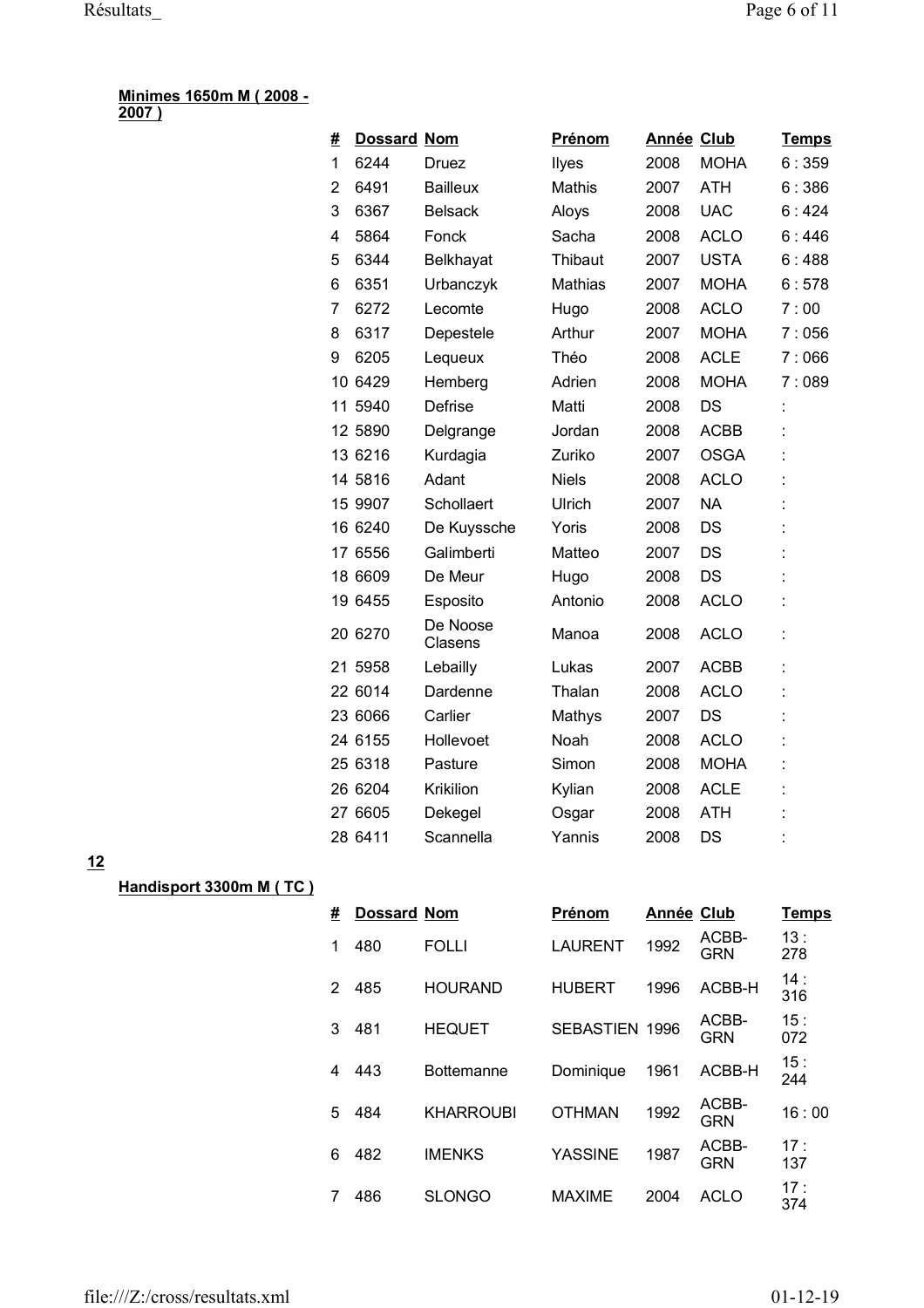**Minimes 1650m M ( 2008 - 2007 )**

| # | Dossard | Nom | Prénom | Année | Club | Temps |
|---|---|---|---|---|---|---|
| 1 | 6244 | Druez | Ilyes | 2008 | MOHA | 6 : 359 |
| 2 | 6491 | Bailleux | Mathis | 2007 | ATH | 6 : 386 |
| 3 | 6367 | Belsack | Aloys | 2008 | UAC | 6 : 424 |
| 4 | 5864 | Fonck | Sacha | 2008 | ACLO | 6 : 446 |
| 5 | 6344 | Belkhayat | Thibaut | 2007 | USTA | 6 : 488 |
| 6 | 6351 | Urbanczyk | Mathias | 2007 | MOHA | 6 : 578 |
| 7 | 6272 | Lecomte | Hugo | 2008 | ACLO | 7 : 00 |
| 8 | 6317 | Depestele | Arthur | 2007 | MOHA | 7 : 056 |
| 9 | 6205 | Lequeux | Théo | 2008 | ACLE | 7 : 066 |
| 10 | 6429 | Hemberg | Adrien | 2008 | MOHA | 7 : 089 |
| 11 | 5940 | Defrise | Matti | 2008 | DS | : |
| 12 | 5890 | Delgrange | Jordan | 2008 | ACBB | : |
| 13 | 6216 | Kurdagia | Zuriko | 2007 | OSGA | : |
| 14 | 5816 | Adant | Niels | 2008 | ACLO | : |
| 15 | 9907 | Schollaert | Ulrich | 2007 | NA | : |
| 16 | 6240 | De Kuyssche | Yoris | 2008 | DS | : |
| 17 | 6556 | Galimberti | Matteo | 2007 | DS | : |
| 18 | 6609 | De Meur | Hugo | 2008 | DS | : |
| 19 | 6455 | Esposito | Antonio | 2008 | ACLO | : |
| 20 | 6270 | De Noose Clasens | Manoa | 2008 | ACLO | : |
| 21 | 5958 | Lebailly | Lukas | 2007 | ACBB | : |
| 22 | 6014 | Dardenne | Thalan | 2008 | ACLO | : |
| 23 | 6066 | Carlier | Mathys | 2007 | DS | : |
| 24 | 6155 | Hollevoet | Noah | 2008 | ACLO | : |
| 25 | 6318 | Pasture | Simon | 2008 | MOHA | : |
| 26 | 6204 | Krikilion | Kylian | 2008 | ACLE | : |
| 27 | 6605 | Dekegel | Osgar | 2008 | ATH | : |
| 28 | 6411 | Scannella | Yannis | 2008 | DS | : |

**12**

**Handisport 3300m M ( TC )**

| # | Dossard | Nom | Prénom | Année | Club | Temps |
|---|---|---|---|---|---|---|
| 1 | 480 | FOLLI | LAURENT | 1992 | ACBB-GRN | 13 : 278 |
| 2 | 485 | HOURAND | HUBERT | 1996 | ACBB-H | 14 : 316 |
| 3 | 481 | HEQUET | SEBASTIEN | 1996 | ACBB-GRN | 15 : 072 |
| 4 | 443 | Bottemanne | Dominique | 1961 | ACBB-H | 15 : 244 |
| 5 | 484 | KHARROUBI | OTHMAN | 1992 | ACBB-GRN | 16 : 00 |
| 6 | 482 | IMENKS | YASSINE | 1987 | ACBB-GRN | 17 : 137 |
| 7 | 486 | SLONGO | MAXIME | 2004 | ACLO | 17 : 374 |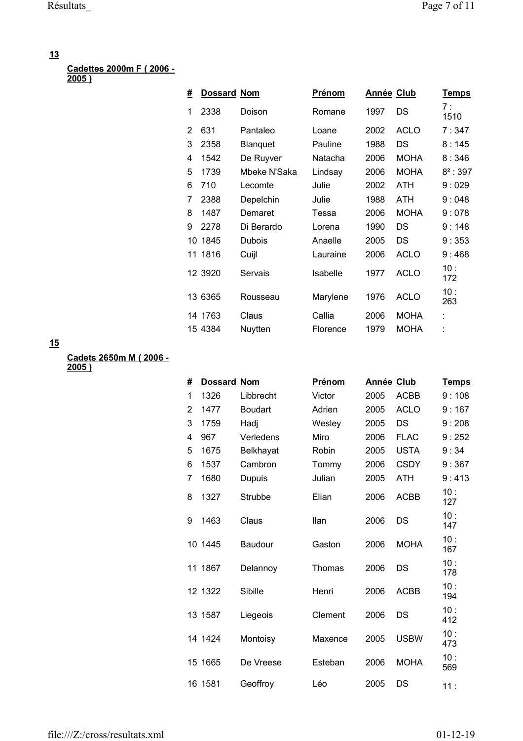**13**

**Cadettes 2000m F ( 2006 - 2005 )**

| # | Dossard | Nom | Prénom | Année | Club | Temps |
|---|---|---|---|---|---|---|
| 1 | 2338 | Doison | Romane | 1997 | DS | 7 : 1510 |
| 2 | 631 | Pantaleo | Loane | 2002 | ACLO | 7 : 347 |
| 3 | 2358 | Blanquet | Pauline | 1988 | DS | 8 : 145 |
| 4 | 1542 | De Ruyver | Natacha | 2006 | MOHA | 8 : 346 |
| 5 | 1739 | Mbeke N'Saka | Lindsay | 2006 | MOHA | 8² : 397 |
| 6 | 710 | Lecomte | Julie | 2002 | ATH | 9 : 029 |
| 7 | 2388 | Depelchin | Julie | 1988 | ATH | 9 : 048 |
| 8 | 1487 | Demaret | Tessa | 2006 | MOHA | 9 : 078 |
| 9 | 2278 | Di Berardo | Lorena | 1990 | DS | 9 : 148 |
| 10 | 1845 | Dubois | Anaelle | 2005 | DS | 9 : 353 |
| 11 | 1816 | Cuijl | Lauraine | 2006 | ACLO | 9 : 468 |
| 12 | 3920 | Servais | Isabelle | 1977 | ACLO | 10 : 172 |
| 13 | 6365 | Rousseau | Marylene | 1976 | ACLO | 10 : 263 |
| 14 | 1763 | Claus | Callia | 2006 | MOHA | : |
| 15 | 4384 | Nuytten | Florence | 1979 | MOHA | : |

**15**

**Cadets 2650m M ( 2006 - 2005 )**

| # | Dossard | Nom | Prénom | Année | Club | Temps |
|---|---|---|---|---|---|---|
| 1 | 1326 | Libbrecht | Victor | 2005 | ACBB | 9 : 108 |
| 2 | 1477 | Boudart | Adrien | 2005 | ACLO | 9 : 167 |
| 3 | 1759 | Hadj | Wesley | 2005 | DS | 9 : 208 |
| 4 | 967 | Verledens | Miro | 2006 | FLAC | 9 : 252 |
| 5 | 1675 | Belkhayat | Robin | 2005 | USTA | 9 : 34 |
| 6 | 1537 | Cambron | Tommy | 2006 | CSDY | 9 : 367 |
| 7 | 1680 | Dupuis | Julian | 2005 | ATH | 9 : 413 |
| 8 | 1327 | Strubbe | Elian | 2006 | ACBB | 10 : 127 |
| 9 | 1463 | Claus | Ilan | 2006 | DS | 10 : 147 |
| 10 | 1445 | Baudour | Gaston | 2006 | MOHA | 10 : 167 |
| 11 | 1867 | Delannoy | Thomas | 2006 | DS | 10 : 178 |
| 12 | 1322 | Sibille | Henri | 2006 | ACBB | 10 : 194 |
| 13 | 1587 | Liegeois | Clement | 2006 | DS | 10 : 412 |
| 14 | 1424 | Montoisy | Maxence | 2005 | USBW | 10 : 473 |
| 15 | 1665 | De Vreese | Esteban | 2006 | MOHA | 10 : 569 |
| 16 | 1581 | Geoffroy | Léo | 2005 | DS | 11 : |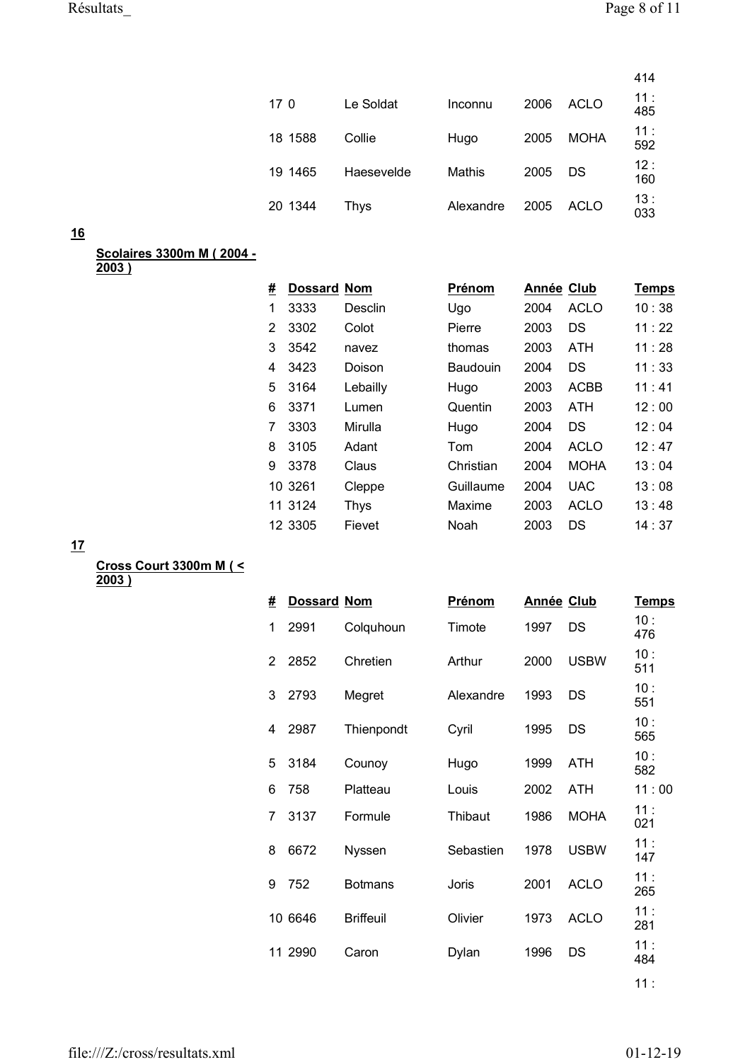| # | Dossard | Nom | Prénom | Année | Club | Temps |
|---|---|---|---|---|---|---|
| | | | | | | 414 |
| 17 | 0 | Le Soldat | Inconnu | 2006 | ACLO | 11 : 485 |
| 18 | 1588 | Collie | Hugo | 2005 | MOHA | 11 : 592 |
| 19 | 1465 | Haesevelde | Mathis | 2005 | DS | 12 : 160 |
| 20 | 1344 | Thys | Alexandre | 2005 | ACLO | 13 : 033 |

**16**

**Scolaires 3300m M ( 2004 - 2003 )**

| # | Dossard | Nom | Prénom | Année | Club | Temps |
|---|---|---|---|---|---|---|
| 1 | 3333 | Desclin | Ugo | 2004 | ACLO | 10 : 38 |
| 2 | 3302 | Colot | Pierre | 2003 | DS | 11 : 22 |
| 3 | 3542 | navez | thomas | 2003 | ATH | 11 : 28 |
| 4 | 3423 | Doison | Baudouin | 2004 | DS | 11 : 33 |
| 5 | 3164 | Lebailly | Hugo | 2003 | ACBB | 11 : 41 |
| 6 | 3371 | Lumen | Quentin | 2003 | ATH | 12 : 00 |
| 7 | 3303 | Mirulla | Hugo | 2004 | DS | 12 : 04 |
| 8 | 3105 | Adant | Tom | 2004 | ACLO | 12 : 47 |
| 9 | 3378 | Claus | Christian | 2004 | MOHA | 13 : 04 |
| 10 | 3261 | Cleppe | Guillaume | 2004 | UAC | 13 : 08 |
| 11 | 3124 | Thys | Maxime | 2003 | ACLO | 13 : 48 |
| 12 | 3305 | Fievet | Noah | 2003 | DS | 14 : 37 |

**17**

**Cross Court 3300m M ( < 2003 )**

| # | Dossard | Nom | Prénom | Année | Club | Temps |
|---|---|---|---|---|---|---|
| 1 | 2991 | Colquhoun | Timote | 1997 | DS | 10 : 476 |
| 2 | 2852 | Chretien | Arthur | 2000 | USBW | 10 : 511 |
| 3 | 2793 | Megret | Alexandre | 1993 | DS | 10 : 551 |
| 4 | 2987 | Thienpondt | Cyril | 1995 | DS | 10 : 565 |
| 5 | 3184 | Counoy | Hugo | 1999 | ATH | 10 : 582 |
| 6 | 758 | Platteau | Louis | 2002 | ATH | 11 : 00 |
| 7 | 3137 | Formule | Thibaut | 1986 | MOHA | 11 : 021 |
| 8 | 6672 | Nyssen | Sebastien | 1978 | USBW | 11 : 147 |
| 9 | 752 | Botmans | Joris | 2001 | ACLO | 11 : 265 |
| 10 | 6646 | Briffeuil | Olivier | 1973 | ACLO | 11 : 281 |
| 11 | 2990 | Caron | Dylan | 1996 | DS | 11 : 484 |
| | | | | | | 11 : |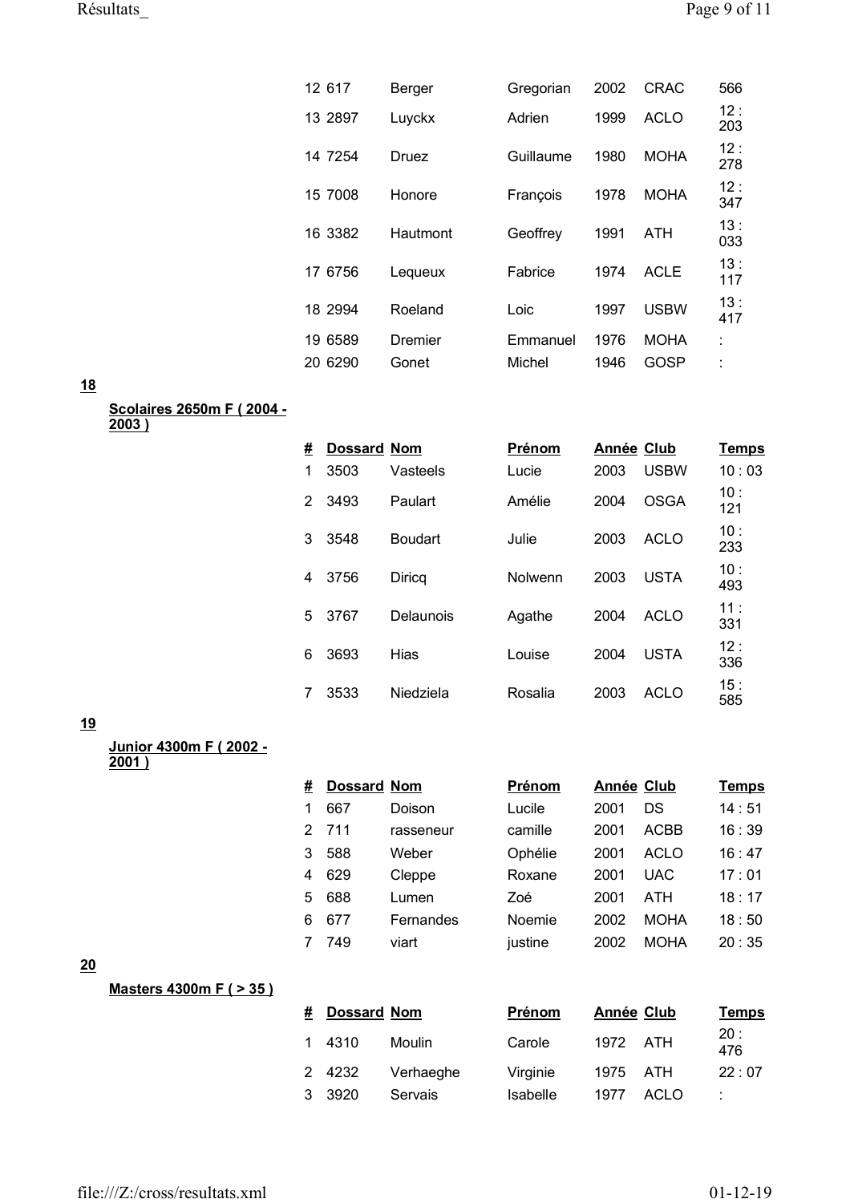| # | Dossard | Nom | Prénom | Année | Club | Temps |
|---|---|---|---|---|---|---|
| 12 | 617 | Berger | Gregorian | 2002 | CRAC | 566 |
| 13 | 2897 | Luyckx | Adrien | 1999 | ACLO | 12 : 203 |
| 14 | 7254 | Druez | Guillaume | 1980 | MOHA | 12 : 278 |
| 15 | 7008 | Honore | François | 1978 | MOHA | 12 : 347 |
| 16 | 3382 | Hautmont | Geoffrey | 1991 | ATH | 13 : 033 |
| 17 | 6756 | Lequeux | Fabrice | 1974 | ACLE | 13 : 117 |
| 18 | 2994 | Roeland | Loic | 1997 | USBW | 13 : 417 |
| 19 | 6589 | Dremier | Emmanuel | 1976 | MOHA | : |
| 20 | 6290 | Gonet | Michel | 1946 | GOSP | : |

**18**

**Scolaires 2650m F ( 2004 - 2003 )**

| # | Dossard | Nom | Prénom | Année | Club | Temps |
|---|---|---|---|---|---|---|
| 1 | 3503 | Vasteels | Lucie | 2003 | USBW | 10 : 03 |
| 2 | 3493 | Paulart | Amélie | 2004 | OSGA | 10 : 121 |
| 3 | 3548 | Boudart | Julie | 2003 | ACLO | 10 : 233 |
| 4 | 3756 | Diricq | Nolwenn | 2003 | USTA | 10 : 493 |
| 5 | 3767 | Delaunois | Agathe | 2004 | ACLO | 11 : 331 |
| 6 | 3693 | Hias | Louise | 2004 | USTA | 12 : 336 |
| 7 | 3533 | Niedziela | Rosalia | 2003 | ACLO | 15 : 585 |

**19**

**Junior 4300m F ( 2002 - 2001 )**

| # | Dossard | Nom | Prénom | Année | Club | Temps |
|---|---|---|---|---|---|---|
| 1 | 667 | Doison | Lucile | 2001 | DS | 14 : 51 |
| 2 | 711 | rasseneur | camille | 2001 | ACBB | 16 : 39 |
| 3 | 588 | Weber | Ophélie | 2001 | ACLO | 16 : 47 |
| 4 | 629 | Cleppe | Roxane | 2001 | UAC | 17 : 01 |
| 5 | 688 | Lumen | Zoé | 2001 | ATH | 18 : 17 |
| 6 | 677 | Fernandes | Noemie | 2002 | MOHA | 18 : 50 |
| 7 | 749 | viart | justine | 2002 | MOHA | 20 : 35 |

**20**

**Masters 4300m F ( > 35 )**

| # | Dossard | Nom | Prénom | Année | Club | Temps |
|---|---|---|---|---|---|---|
| 1 | 4310 | Moulin | Carole | 1972 | ATH | 20 : 476 |
| 2 | 4232 | Verhaeghe | Virginie | 1975 | ATH | 22 : 07 |
| 3 | 3920 | Servais | Isabelle | 1977 | ACLO | : |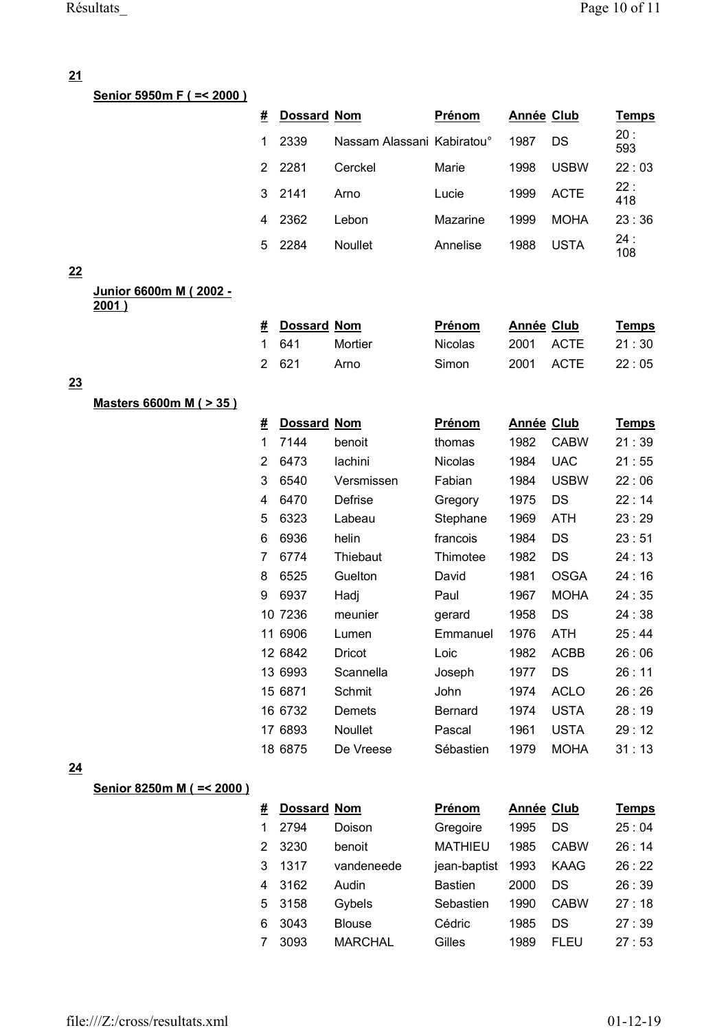**21**

**Senior 5950m F ( =< 2000 )**

| # | Dossard | Nom | Prénom | Année | Club | Temps |
|---|---|---|---|---|---|---|
| 1 | 2339 | Nassam Alassani | Kabiratou° | 1987 | DS | 20 : 593 |
| 2 | 2281 | Cerckel | Marie | 1998 | USBW | 22 : 03 |
| 3 | 2141 | Arno | Lucie | 1999 | ACTE | 22 : 418 |
| 4 | 2362 | Lebon | Mazarine | 1999 | MOHA | 23 : 36 |
| 5 | 2284 | Noullet | Annelise | 1988 | USTA | 24 : 108 |

**22**

**Junior 6600m M ( 2002 - 2001 )**

| # | Dossard | Nom | Prénom | Année | Club | Temps |
|---|---|---|---|---|---|---|
| 1 | 641 | Mortier | Nicolas | 2001 | ACTE | 21 : 30 |
| 2 | 621 | Arno | Simon | 2001 | ACTE | 22 : 05 |

**23**

**Masters 6600m M ( > 35 )**

| # | Dossard | Nom | Prénom | Année | Club | Temps |
|---|---|---|---|---|---|---|
| 1 | 7144 | benoit | thomas | 1982 | CABW | 21 : 39 |
| 2 | 6473 | Iachini | Nicolas | 1984 | UAC | 21 : 55 |
| 3 | 6540 | Versmissen | Fabian | 1984 | USBW | 22 : 06 |
| 4 | 6470 | Defrise | Gregory | 1975 | DS | 22 : 14 |
| 5 | 6323 | Labeau | Stephane | 1969 | ATH | 23 : 29 |
| 6 | 6936 | helin | francois | 1984 | DS | 23 : 51 |
| 7 | 6774 | Thiebaut | Thimotee | 1982 | DS | 24 : 13 |
| 8 | 6525 | Guelton | David | 1981 | OSGA | 24 : 16 |
| 9 | 6937 | Hadj | Paul | 1967 | MOHA | 24 : 35 |
| 10 | 7236 | meunier | gerard | 1958 | DS | 24 : 38 |
| 11 | 6906 | Lumen | Emmanuel | 1976 | ATH | 25 : 44 |
| 12 | 6842 | Dricot | Loic | 1982 | ACBB | 26 : 06 |
| 13 | 6993 | Scannella | Joseph | 1977 | DS | 26 : 11 |
| 15 | 6871 | Schmit | John | 1974 | ACLO | 26 : 26 |
| 16 | 6732 | Demets | Bernard | 1974 | USTA | 28 : 19 |
| 17 | 6893 | Noullet | Pascal | 1961 | USTA | 29 : 12 |
| 18 | 6875 | De Vreese | Sébastien | 1979 | MOHA | 31 : 13 |

**24**

**Senior 8250m M ( =< 2000 )**

| # | Dossard | Nom | Prénom | Année | Club | Temps |
|---|---|---|---|---|---|---|
| 1 | 2794 | Doison | Gregoire | 1995 | DS | 25 : 04 |
| 2 | 3230 | benoit | MATHIEU | 1985 | CABW | 26 : 14 |
| 3 | 1317 | vandeneede | jean-baptist | 1993 | KAAG | 26 : 22 |
| 4 | 3162 | Audin | Bastien | 2000 | DS | 26 : 39 |
| 5 | 3158 | Gybels | Sebastien | 1990 | CABW | 27 : 18 |
| 6 | 3043 | Blouse | Cédric | 1985 | DS | 27 : 39 |
| 7 | 3093 | MARCHAL | Gilles | 1989 | FLEU | 27 : 53 |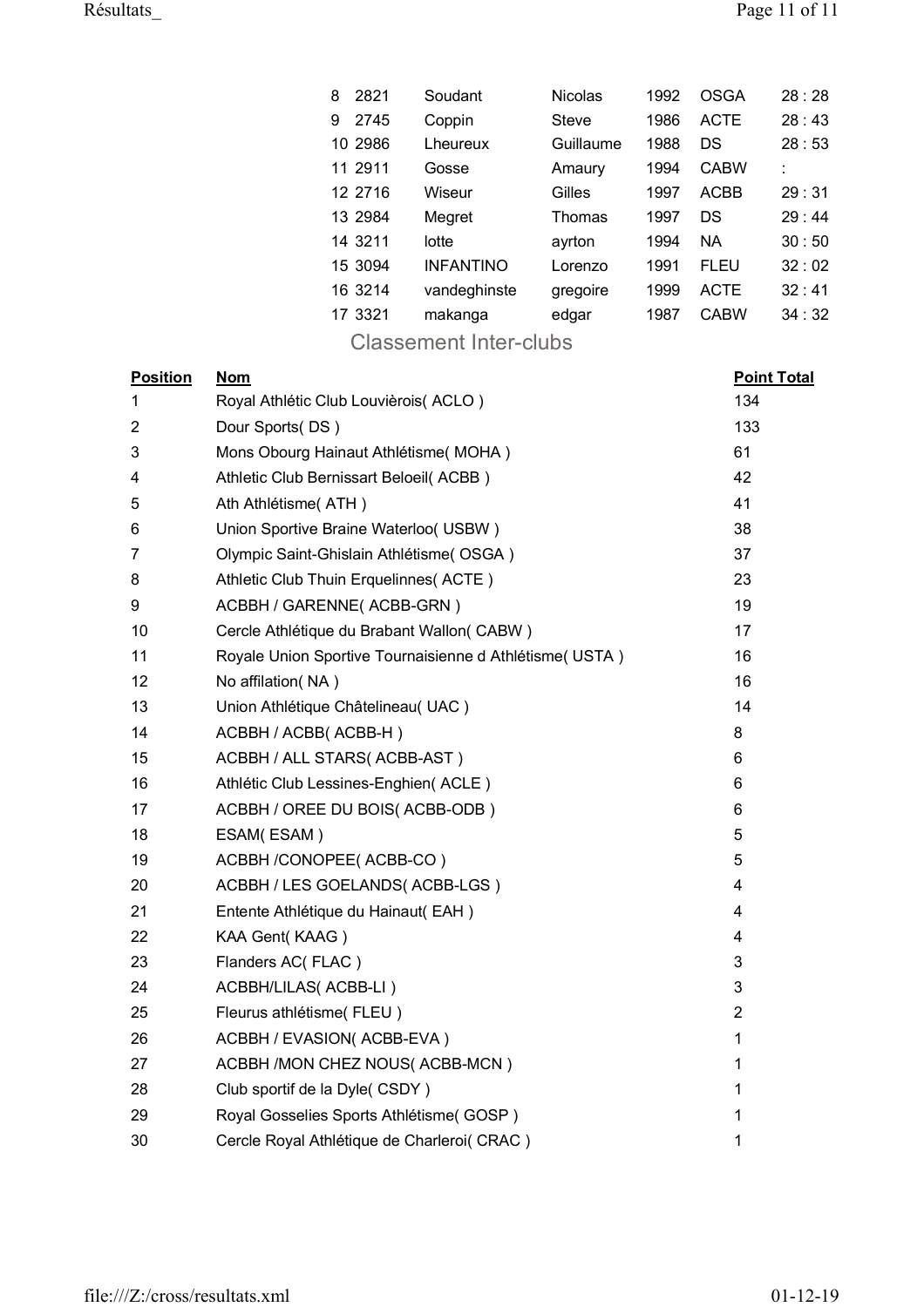| | | | | | | |
|---|---|---|---|---|---|---|
| 8 | 2821 | Soudant | Nicolas | 1992 | OSGA | 28 : 28 |
| 9 | 2745 | Coppin | Steve | 1986 | ACTE | 28 : 43 |
| 10 | 2986 | Lheureux | Guillaume | 1988 | DS | 28 : 53 |
| 11 | 2911 | Gosse | Amaury | 1994 | CABW | : |
| 12 | 2716 | Wiseur | Gilles | 1997 | ACBB | 29 : 31 |
| 13 | 2984 | Megret | Thomas | 1997 | DS | 29 : 44 |
| 14 | 3211 | lotte | ayrton | 1994 | NA | 30 : 50 |
| 15 | 3094 | INFANTINO | Lorenzo | 1991 | FLEU | 32 : 02 |
| 16 | 3214 | vandeghinste | gregoire | 1999 | ACTE | 32 : 41 |
| 17 | 3321 | makanga | edgar | 1987 | CABW | 34 : 32 |

## Classement Inter-clubs

| **Position** | **Nom** | **Point Total** |
|---|---|---|
| 1 | Royal Athlétic Club Louvièrois( ACLO ) | 134 |
| 2 | Dour Sports( DS ) | 133 |
| 3 | Mons Obourg Hainaut Athlétisme( MOHA ) | 61 |
| 4 | Athletic Club Bernissart Beloeil( ACBB ) | 42 |
| 5 | Ath Athlétisme( ATH ) | 41 |
| 6 | Union Sportive Braine Waterloo( USBW ) | 38 |
| 7 | Olympic Saint-Ghislain Athlétisme( OSGA ) | 37 |
| 8 | Athletic Club Thuin Erquelinnes( ACTE ) | 23 |
| 9 | ACBBH / GARENNE( ACBB-GRN ) | 19 |
| 10 | Cercle Athlétique du Brabant Wallon( CABW ) | 17 |
| 11 | Royale Union Sportive Tournaisienne d Athlétisme( USTA ) | 16 |
| 12 | No affilation( NA ) | 16 |
| 13 | Union Athlétique Châtelineau( UAC ) | 14 |
| 14 | ACBBH / ACBB( ACBB-H ) | 8 |
| 15 | ACBBH / ALL STARS( ACBB-AST ) | 6 |
| 16 | Athlétic Club Lessines-Enghien( ACLE ) | 6 |
| 17 | ACBBH / OREE DU BOIS( ACBB-ODB ) | 6 |
| 18 | ESAM( ESAM ) | 5 |
| 19 | ACBBH /CONOPEE( ACBB-CO ) | 5 |
| 20 | ACBBH / LES GOELANDS( ACBB-LGS ) | 4 |
| 21 | Entente Athlétique du Hainaut( EAH ) | 4 |
| 22 | KAA Gent( KAAG ) | 4 |
| 23 | Flanders AC( FLAC ) | 3 |
| 24 | ACBBH/LILAS( ACBB-LI ) | 3 |
| 25 | Fleurus athlétisme( FLEU ) | 2 |
| 26 | ACBBH / EVASION( ACBB-EVA ) | 1 |
| 27 | ACBBH /MON CHEZ NOUS( ACBB-MCN ) | 1 |
| 28 | Club sportif de la Dyle( CSDY ) | 1 |
| 29 | Royal Gosselies Sports Athlétisme( GOSP ) | 1 |
| 30 | Cercle Royal Athlétique de Charleroi( CRAC ) | 1 |